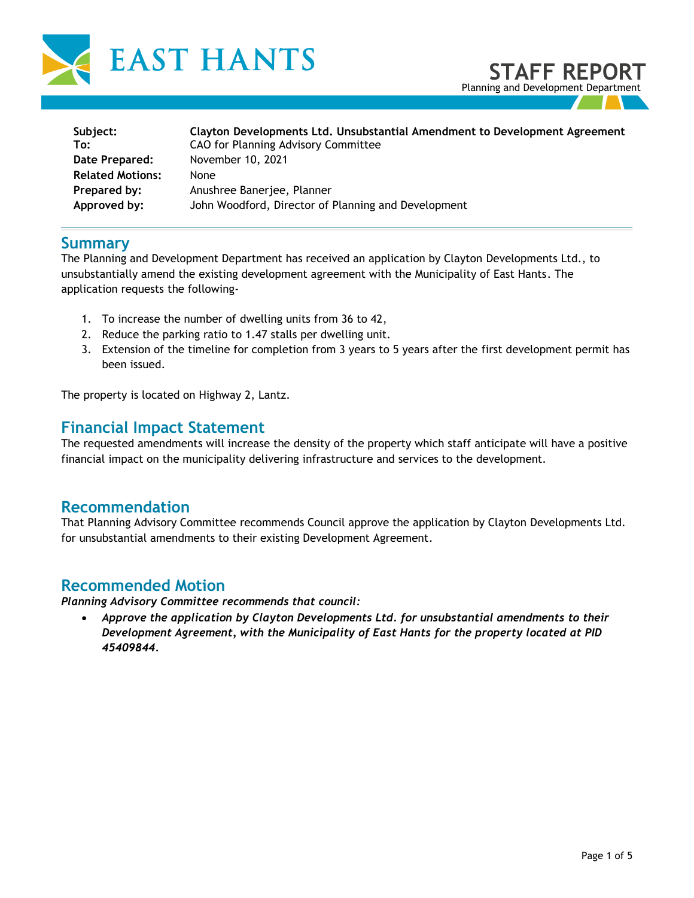EAST HANTS

# STAFF REPORT

Planning and Development Department

| | |
|---|---|
| **Subject:** | **Clayton Developments Ltd. Unsubstantial Amendment to Development Agreement** |
| **To:** | CAO for Planning Advisory Committee |
| **Date Prepared:** | November 10, 2021 |
| **Related Motions:** | None |
| **Prepared by:** | Anushree Banerjee, Planner |
| **Approved by:** | John Woodford, Director of Planning and Development |

## Summary

The Planning and Development Department has received an application by Clayton Developments Ltd., to unsubstantially amend the existing development agreement with the Municipality of East Hants. The application requests the following-

1. To increase the number of dwelling units from 36 to 42,
2. Reduce the parking ratio to 1.47 stalls per dwelling unit.
3. Extension of the timeline for completion from 3 years to 5 years after the first development permit has been issued.

The property is located on Highway 2, Lantz.

## Financial Impact Statement

The requested amendments will increase the density of the property which staff anticipate will have a positive financial impact on the municipality delivering infrastructure and services to the development.

## Recommendation

That Planning Advisory Committee recommends Council approve the application by Clayton Developments Ltd. for unsubstantial amendments to their existing Development Agreement.

## Recommended Motion

***Planning Advisory Committee recommends that council:***

- ***Approve the application by Clayton Developments Ltd. for unsubstantial amendments to their Development Agreement, with the Municipality of East Hants for the property located at PID 45409844.***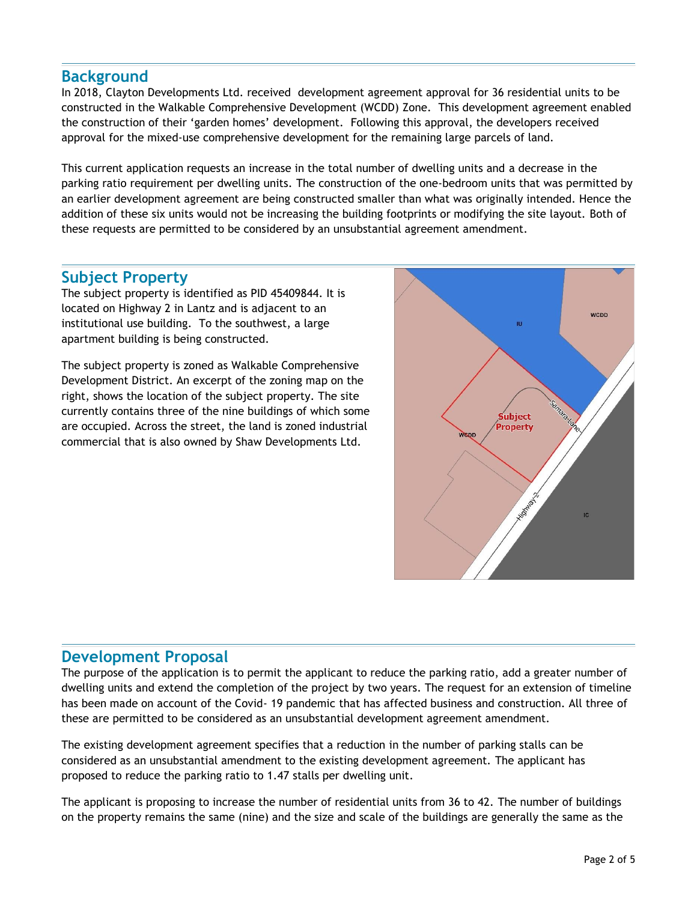## Background

In 2018, Clayton Developments Ltd. received development agreement approval for 36 residential units to be constructed in the Walkable Comprehensive Development (WCDD) Zone. This development agreement enabled the construction of their 'garden homes' development. Following this approval, the developers received approval for the mixed-use comprehensive development for the remaining large parcels of land.

This current application requests an increase in the total number of dwelling units and a decrease in the parking ratio requirement per dwelling units. The construction of the one-bedroom units that was permitted by an earlier development agreement are being constructed smaller than what was originally intended. Hence the addition of these six units would not be increasing the building footprints or modifying the site layout. Both of these requests are permitted to be considered by an unsubstantial agreement amendment.

## Subject Property

The subject property is identified as PID 45409844. It is located on Highway 2 in Lantz and is adjacent to an institutional use building. To the southwest, a large apartment building is being constructed.

The subject property is zoned as Walkable Comprehensive Development District. An excerpt of the zoning map on the right, shows the location of the subject property. The site currently contains three of the nine buildings of which some are occupied. Across the street, the land is zoned industrial commercial that is also owned by Shaw Developments Ltd.

## Development Proposal

The purpose of the application is to permit the applicant to reduce the parking ratio, add a greater number of dwelling units and extend the completion of the project by two years. The request for an extension of timeline has been made on account of the Covid- 19 pandemic that has affected business and construction. All three of these are permitted to be considered as an unsubstantial development agreement amendment.

The existing development agreement specifies that a reduction in the number of parking stalls can be considered as an unsubstantial amendment to the existing development agreement. The applicant has proposed to reduce the parking ratio to 1.47 stalls per dwelling unit.

The applicant is proposing to increase the number of residential units from 36 to 42. The number of buildings on the property remains the same (nine) and the size and scale of the buildings are generally the same as the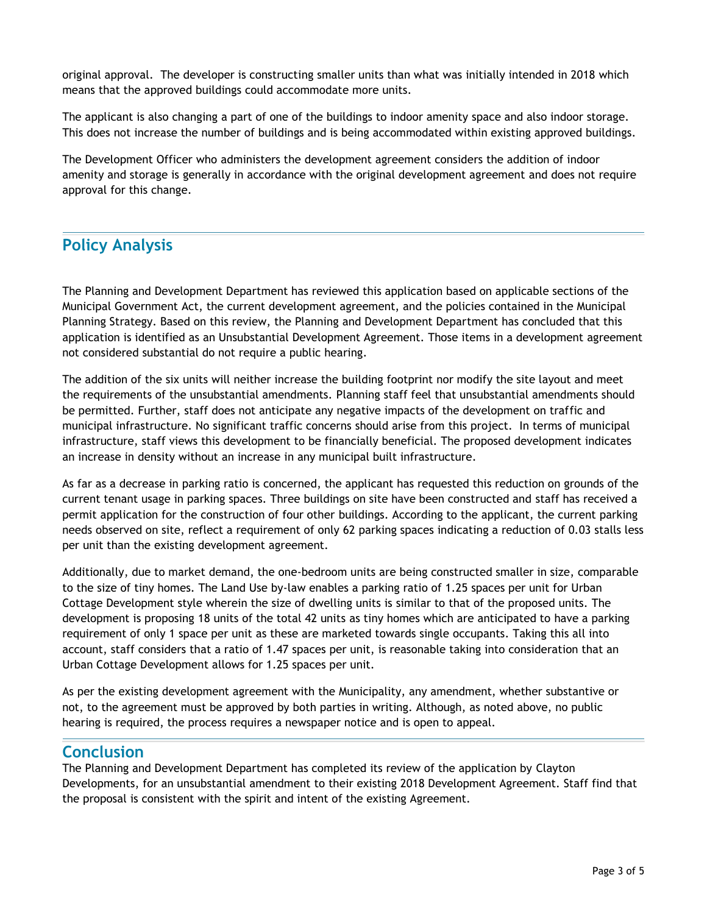original approval. The developer is constructing smaller units than what was initially intended in 2018 which means that the approved buildings could accommodate more units.

The applicant is also changing a part of one of the buildings to indoor amenity space and also indoor storage. This does not increase the number of buildings and is being accommodated within existing approved buildings.

The Development Officer who administers the development agreement considers the addition of indoor amenity and storage is generally in accordance with the original development agreement and does not require approval for this change.

## Policy Analysis

The Planning and Development Department has reviewed this application based on applicable sections of the Municipal Government Act, the current development agreement, and the policies contained in the Municipal Planning Strategy. Based on this review, the Planning and Development Department has concluded that this application is identified as an Unsubstantial Development Agreement. Those items in a development agreement not considered substantial do not require a public hearing.

The addition of the six units will neither increase the building footprint nor modify the site layout and meet the requirements of the unsubstantial amendments. Planning staff feel that unsubstantial amendments should be permitted. Further, staff does not anticipate any negative impacts of the development on traffic and municipal infrastructure. No significant traffic concerns should arise from this project. In terms of municipal infrastructure, staff views this development to be financially beneficial. The proposed development indicates an increase in density without an increase in any municipal built infrastructure.

As far as a decrease in parking ratio is concerned, the applicant has requested this reduction on grounds of the current tenant usage in parking spaces. Three buildings on site have been constructed and staff has received a permit application for the construction of four other buildings. According to the applicant, the current parking needs observed on site, reflect a requirement of only 62 parking spaces indicating a reduction of 0.03 stalls less per unit than the existing development agreement.

Additionally, due to market demand, the one-bedroom units are being constructed smaller in size, comparable to the size of tiny homes. The Land Use by-law enables a parking ratio of 1.25 spaces per unit for Urban Cottage Development style wherein the size of dwelling units is similar to that of the proposed units. The development is proposing 18 units of the total 42 units as tiny homes which are anticipated to have a parking requirement of only 1 space per unit as these are marketed towards single occupants. Taking this all into account, staff considers that a ratio of 1.47 spaces per unit, is reasonable taking into consideration that an Urban Cottage Development allows for 1.25 spaces per unit.

As per the existing development agreement with the Municipality, any amendment, whether substantive or not, to the agreement must be approved by both parties in writing. Although, as noted above, no public hearing is required, the process requires a newspaper notice and is open to appeal.

## Conclusion

The Planning and Development Department has completed its review of the application by Clayton Developments, for an unsubstantial amendment to their existing 2018 Development Agreement. Staff find that the proposal is consistent with the spirit and intent of the existing Agreement.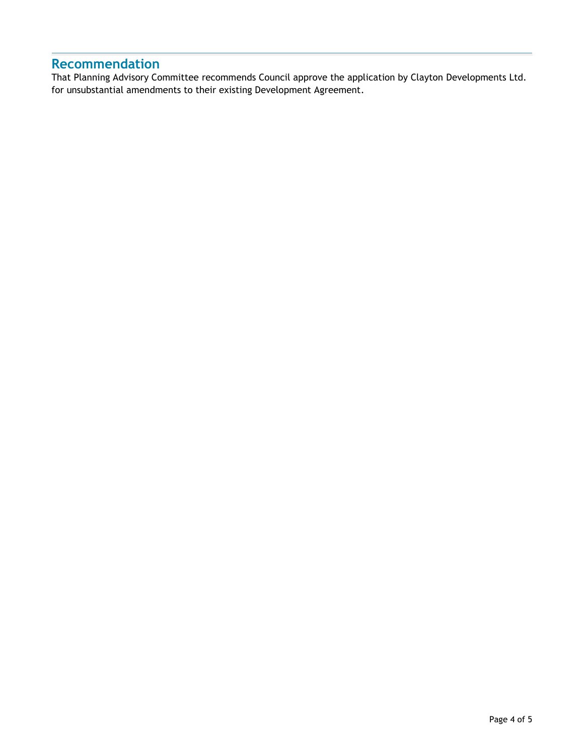## Recommendation

That Planning Advisory Committee recommends Council approve the application by Clayton Developments Ltd. for unsubstantial amendments to their existing Development Agreement.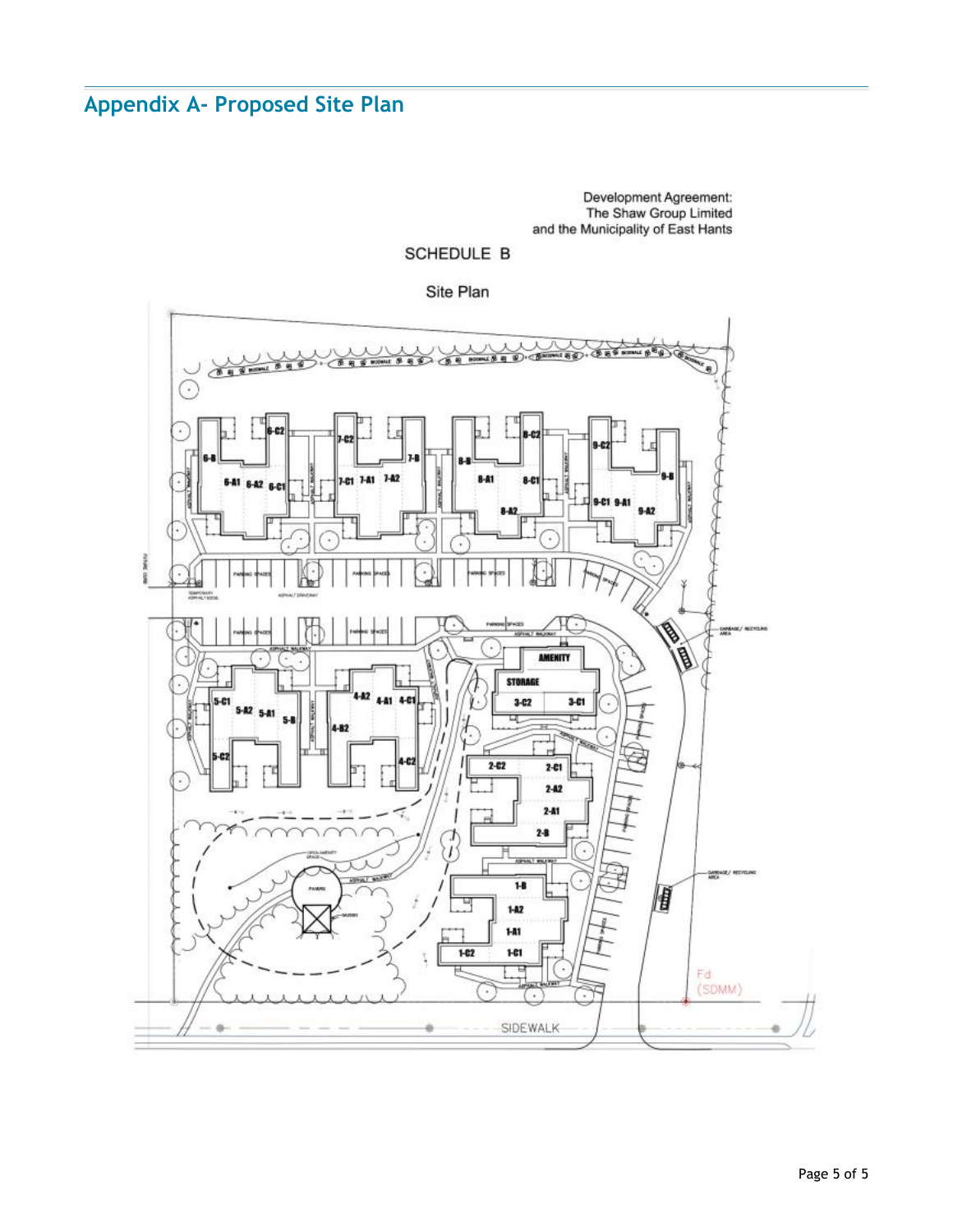## Appendix A- Proposed Site Plan

Development Agreement:
The Shaw Group Limited
and the Municipality of East Hants

SCHEDULE B

Site Plan

6-C2
6-B
6-A1 6-A2 6-C1
7-C2
7-B
7-C1 7-A1 7-A2
8-B
8-C2
8-A1
8-C1
8-A2
9-C2
9-B
9-C1 9-A1
9-A2
PARKING SPACES
ASPHALT DRIVEWAY
ASPHALT WALKWAY
AMENITY
STORAGE
3-C2
3-C1
5-C1
5-A2 5-A1
5-B
5-C2
4-A2 4-A1 4-C1
4-B2
4-C2
2-C2
2-C1
2-A2
2-A1
2-B
1-B
1-A2
1-A1
1-C2 1-C1
GARBAGE/ RECYCLING AREA
GARBAGE/ RECYCLING AREA
Fd
(SDMM)
SIDEWALK